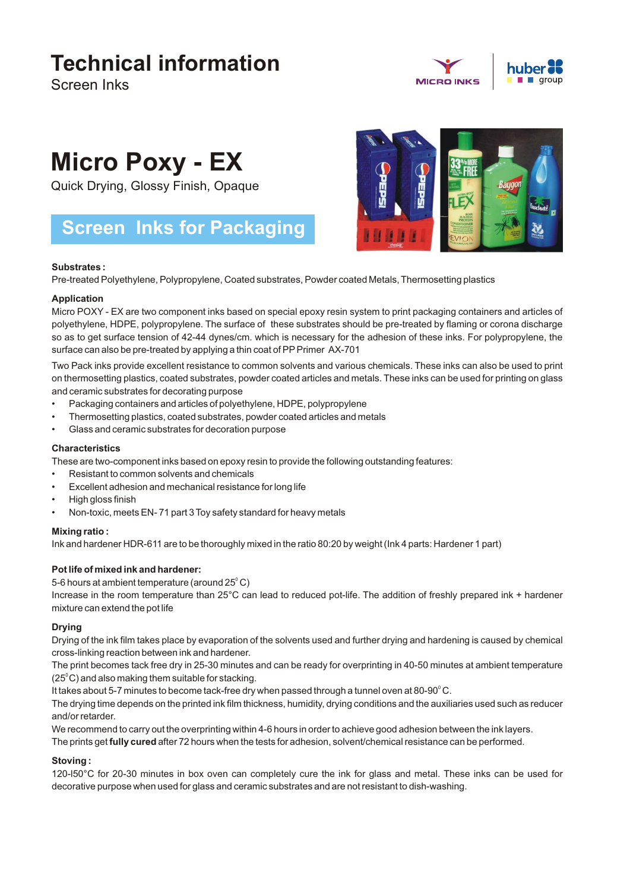# Technical information

Screen Inks

MICRO INKS | huber group

# Micro Poxy - EX

Quick Drying, Glossy Finish, Opaque

## Screen Inks for Packaging

**Substrates :**

Pre-treated Polyethylene, Polypropylene, Coated substrates, Powder coated Metals, Thermosetting plastics

**Application**

Micro POXY - EX are two component inks based on special epoxy resin system to print packaging containers and articles of polyethylene, HDPE, polypropylene. The surface of these substrates should be pre-treated by flaming or corona discharge so as to get surface tension of 42-44 dynes/cm. which is necessary for the adhesion of these inks. For polypropylene, the surface can also be pre-treated by applying a thin coat of PP Primer AX-701

Two Pack inks provide excellent resistance to common solvents and various chemicals. These inks can also be used to print on thermosetting plastics, coated substrates, powder coated articles and metals. These inks can be used for printing on glass and ceramic substrates for decorating purpose

- Packaging containers and articles of polyethylene, HDPE, polypropylene
- Thermosetting plastics, coated substrates, powder coated articles and metals
- Glass and ceramic substrates for decoration purpose

**Characteristics**

These are two-component inks based on epoxy resin to provide the following outstanding features:

- Resistant to common solvents and chemicals
- Excellent adhesion and mechanical resistance for long life
- High gloss finish
- Non-toxic, meets EN- 71 part 3 Toy safety standard for heavy metals

**Mixing ratio :**

Ink and hardener HDR-611 are to be thoroughly mixed in the ratio 80:20 by weight (Ink 4 parts: Hardener 1 part)

**Pot life of mixed ink and hardener:**

5-6 hours at ambient temperature (around 25°C)

Increase in the room temperature than 25°C can lead to reduced pot-life. The addition of freshly prepared ink + hardener mixture can extend the pot life

**Drying**

Drying of the ink film takes place by evaporation of the solvents used and further drying and hardening is caused by chemical cross-linking reaction between ink and hardener.

The print becomes tack free dry in 25-30 minutes and can be ready for overprinting in 40-50 minutes at ambient temperature (25°C) and also making them suitable for stacking.

It takes about 5-7 minutes to become tack-free dry when passed through a tunnel oven at 80-90°C.

The drying time depends on the printed ink film thickness, humidity, drying conditions and the auxiliaries used such as reducer and/or retarder.

We recommend to carry out the overprinting within 4-6 hours in order to achieve good adhesion between the ink layers.

The prints get **fully cured** after 72 hours when the tests for adhesion, solvent/chemical resistance can be performed.

**Stoving :**

120-l50°C for 20-30 minutes in box oven can completely cure the ink for glass and metal. These inks can be used for decorative purpose when used for glass and ceramic substrates and are not resistant to dish-washing.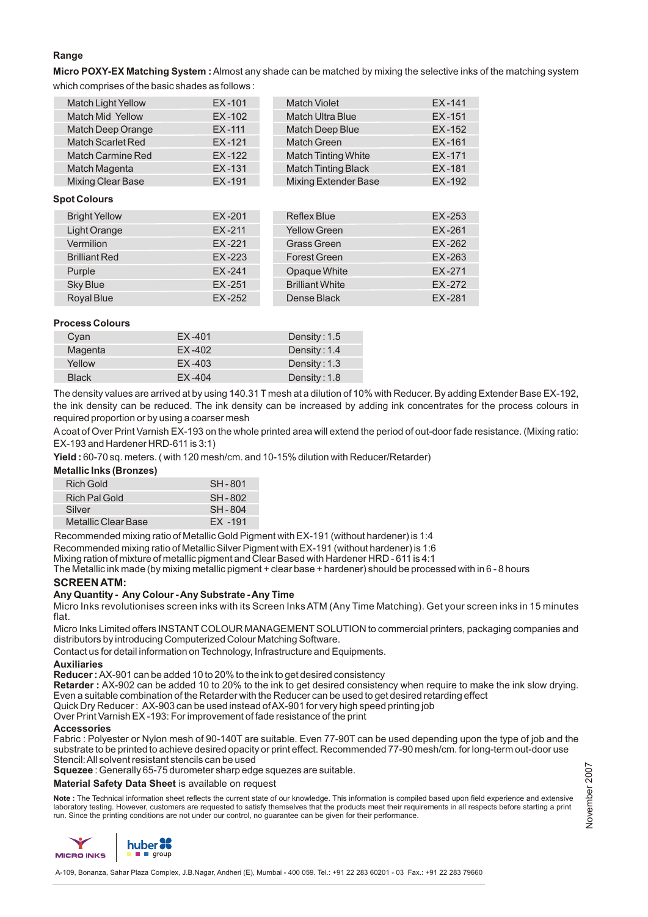**Range**

**Micro POXY-EX Matching System :** Almost any shade can be matched by mixing the selective inks of the matching system which comprises of the basic shades as follows :

| | | | |
|---|---|---|---|
| Match Light Yellow | EX-101 | Match Violet | EX-141 |
| Match Mid Yellow | EX-102 | Match Ultra Blue | EX-151 |
| Match Deep Orange | EX-111 | Match Deep Blue | EX-152 |
| Match Scarlet Red | EX-121 | Match Green | EX-161 |
| Match Carmine Red | EX-122 | Match Tinting White | EX-171 |
| Match Magenta | EX-131 | Match Tinting Black | EX-181 |
| Mixing Clear Base | EX-191 | Mixing Extender Base | EX-192 |

**Spot Colours**

| | | | |
|---|---|---|---|
| Bright Yellow | EX-201 | Reflex Blue | EX-253 |
| Light Orange | EX-211 | Yellow Green | EX-261 |
| Vermilion | EX-221 | Grass Green | EX-262 |
| Brilliant Red | EX-223 | Forest Green | EX-263 |
| Purple | EX-241 | Opaque White | EX-271 |
| Sky Blue | EX-251 | Brilliant White | EX-272 |
| Royal Blue | EX-252 | Dense Black | EX-281 |

**Process Colours**

| | | |
|---|---|---|
| Cyan | EX-401 | Density : 1.5 |
| Magenta | EX-402 | Density : 1.4 |
| Yellow | EX-403 | Density : 1.3 |
| Black | EX-404 | Density : 1.8 |

The density values are arrived at by using 140.31 T mesh at a dilution of 10% with Reducer. By adding Extender Base EX-192, the ink density can be reduced. The ink density can be increased by adding ink concentrates for the process colours in required proportion or by using a coarser mesh

A coat of Over Print Varnish EX-193 on the whole printed area will extend the period of out-door fade resistance. (Mixing ratio: EX-193 and Hardener HRD-611 is 3:1)

**Yield :** 60-70 sq. meters. ( with 120 mesh/cm. and 10-15% dilution with Reducer/Retarder)

**Metallic Inks (Bronzes)**

| | |
|---|---|
| Rich Gold | SH - 801 |
| Rich Pal Gold | SH - 802 |
| Silver | SH - 804 |
| Metallic Clear Base | EX -191 |

Recommended mixing ratio of Metallic Gold Pigment with EX-191 (without hardener) is 1:4

Recommended mixing ratio of Metallic Silver Pigment with EX-191 (without hardener) is 1:6

Mixing ration of mixture of metallic pigment and Clear Based with Hardener HRD - 611 is 4:1

The Metallic ink made (by mixing metallic pigment + clear base + hardener) should be processed with in 6 - 8 hours

## SCREEN ATM:

**Any Quantity - Any Colour - Any Substrate - Any Time**

Micro Inks revolutionises screen inks with its Screen Inks ATM (Any Time Matching). Get your screen inks in 15 minutes flat.

Micro Inks Limited offers INSTANT COLOUR MANAGEMENT SOLUTION to commercial printers, packaging companies and distributors by introducing Computerized Colour Matching Software.

Contact us for detail information on Technology, Infrastructure and Equipments.

**Auxiliaries**

**Reducer :** AX-901 can be added 10 to 20% to the ink to get desired consistency

**Retarder :** AX-902 can be added 10 to 20% to the ink to get desired consistency when require to make the ink slow drying. Even a suitable combination of the Retarder with the Reducer can be used to get desired retarding effect

Quick Dry Reducer : AX-903 can be used instead of AX-901 for very high speed printing job

Over Print Varnish EX -193: For improvement of fade resistance of the print

**Accessories**

Fabric : Polyester or Nylon mesh of 90-140T are suitable. Even 77-90T can be used depending upon the type of job and the substrate to be printed to achieve desired opacity or print effect. Recommended 77-90 mesh/cm. for long-term out-door use

Stencil: All solvent resistant stencils can be used

**Squezee** : Generally 65-75 durometer sharp edge squezees are suitable.

**Material Safety Data Sheet** is available on request

**Note :** The Technical information sheet reflects the current state of our knowledge. This information is compiled based upon field experience and extensive laboratory testing. However, customers are requested to satisfy themselves that the products meet their requirements in all respects before starting a print run. Since the printing conditions are not under our control, no guarantee can be given for their performance.

November 2007

MICRO INKS huber group

A-109, Bonanza, Sahar Plaza Complex, J.B.Nagar, Andheri (E), Mumbai - 400 059. Tel.: +91 22 283 60201 - 03 Fax.: +91 22 283 79660